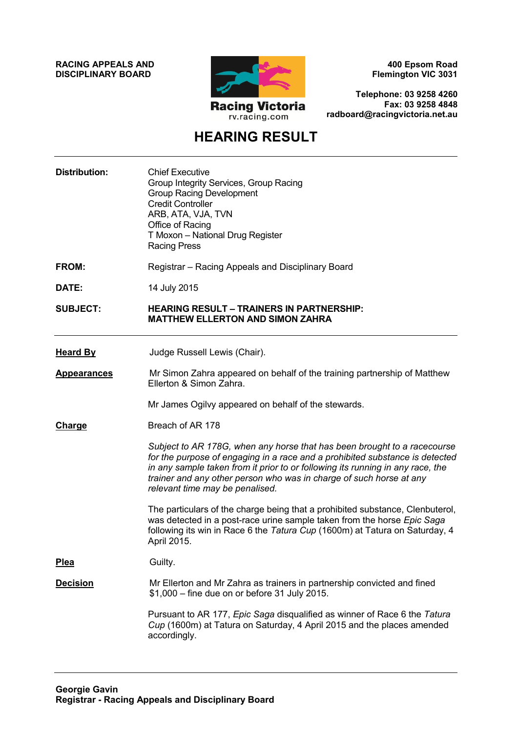**RACING APPEALS AND DISCIPLINARY BOARD**

Racing Victoria
rv.racing.com

**400 Epsom Road**
**Flemington VIC 3031**

**Telephone: 03 9258 4260**
**Fax: 03 9258 4848**
**radboard@racingvictoria.net.au**

# HEARING RESULT

---

**Distribution:** Chief Executive
Group Integrity Services, Group Racing
Group Racing Development
Credit Controller
ARB, ATA, VJA, TVN
Office of Racing
T Moxon – National Drug Register
Racing Press

**FROM:** Registrar – Racing Appeals and Disciplinary Board

**DATE:** 14 July 2015

**SUBJECT:** **HEARING RESULT – TRAINERS IN PARTNERSHIP: MATTHEW ELLERTON AND SIMON ZAHRA**

---

**Heard By**

Judge Russell Lewis (Chair).

**Appearances**

Mr Simon Zahra appeared on behalf of the training partnership of Matthew Ellerton & Simon Zahra.

Mr James Ogilvy appeared on behalf of the stewards.

**Charge**

Breach of AR 178

*Subject to AR 178G, when any horse that has been brought to a racecourse for the purpose of engaging in a race and a prohibited substance is detected in any sample taken from it prior to or following its running in any race, the trainer and any other person who was in charge of such horse at any relevant time may be penalised.*

The particulars of the charge being that a prohibited substance, Clenbuterol, was detected in a post-race urine sample taken from the horse *Epic Saga* following its win in Race 6 the *Tatura Cup* (1600m) at Tatura on Saturday, 4 April 2015.

**Plea**

Guilty.

**Decision**

Mr Ellerton and Mr Zahra as trainers in partnership convicted and fined $1,000 – fine due on or before 31 July 2015.

Pursuant to AR 177, *Epic Saga* disqualified as winner of Race 6 the *Tatura Cup* (1600m) at Tatura on Saturday, 4 April 2015 and the places amended accordingly.

---

**Georgie Gavin**
**Registrar - Racing Appeals and Disciplinary Board**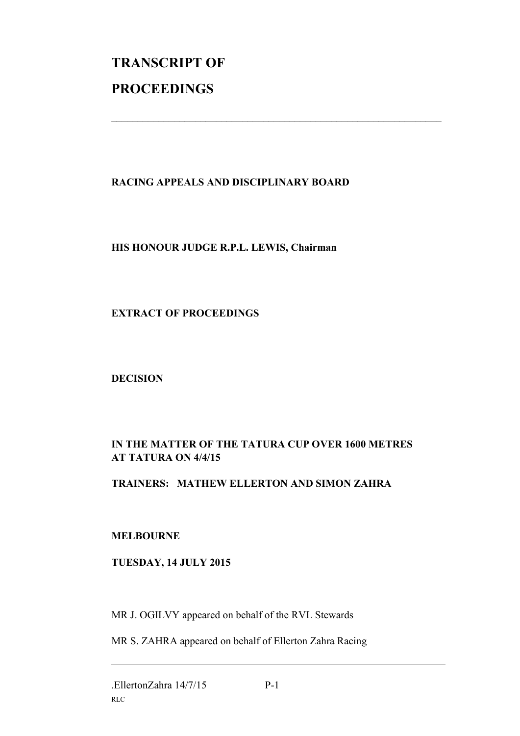# TRANSCRIPT OF

# PROCEEDINGS

---

**RACING APPEALS AND DISCIPLINARY BOARD**

**HIS HONOUR JUDGE R.P.L. LEWIS, Chairman**

**EXTRACT OF PROCEEDINGS**

**DECISION**

**IN THE MATTER OF THE TATURA CUP OVER 1600 METRES AT TATURA ON 4/4/15**

**TRAINERS: MATHEW ELLERTON AND SIMON ZAHRA**

**MELBOURNE**

**TUESDAY, 14 JULY 2015**

MR J. OGILVY appeared on behalf of the RVL Stewards

MR S. ZAHRA appeared on behalf of Ellerton Zahra Racing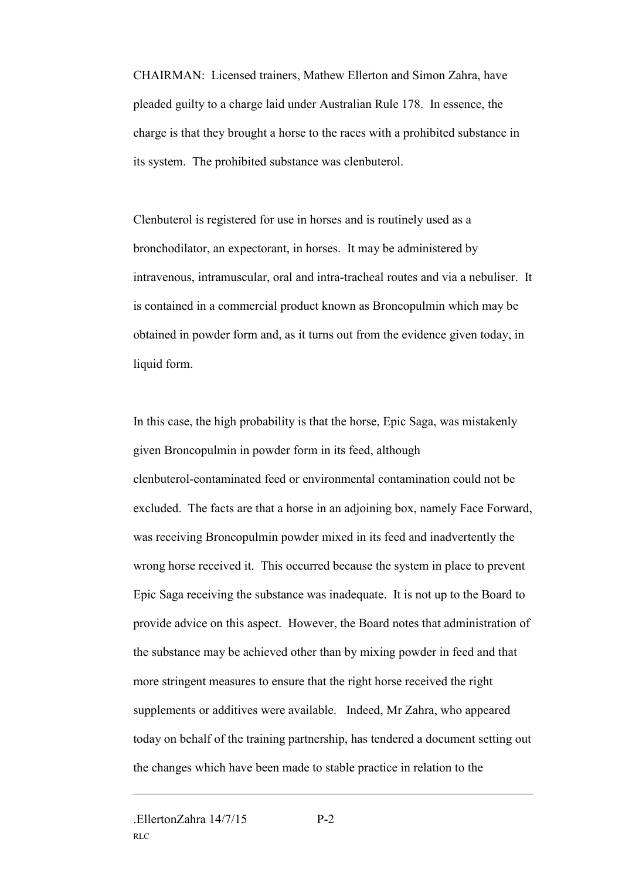CHAIRMAN: Licensed trainers, Mathew Ellerton and Simon Zahra, have pleaded guilty to a charge laid under Australian Rule 178. In essence, the charge is that they brought a horse to the races with a prohibited substance in its system. The prohibited substance was clenbuterol.

Clenbuterol is registered for use in horses and is routinely used as a bronchodilator, an expectorant, in horses. It may be administered by intravenous, intramuscular, oral and intra-tracheal routes and via a nebuliser. It is contained in a commercial product known as Broncopulmin which may be obtained in powder form and, as it turns out from the evidence given today, in liquid form.

In this case, the high probability is that the horse, Epic Saga, was mistakenly given Broncopulmin in powder form in its feed, although clenbuterol-contaminated feed or environmental contamination could not be excluded. The facts are that a horse in an adjoining box, namely Face Forward, was receiving Broncopulmin powder mixed in its feed and inadvertently the wrong horse received it. This occurred because the system in place to prevent Epic Saga receiving the substance was inadequate. It is not up to the Board to provide advice on this aspect. However, the Board notes that administration of the substance may be achieved other than by mixing powder in feed and that more stringent measures to ensure that the right horse received the right supplements or additives were available. Indeed, Mr Zahra, who appeared today on behalf of the training partnership, has tendered a document setting out the changes which have been made to stable practice in relation to the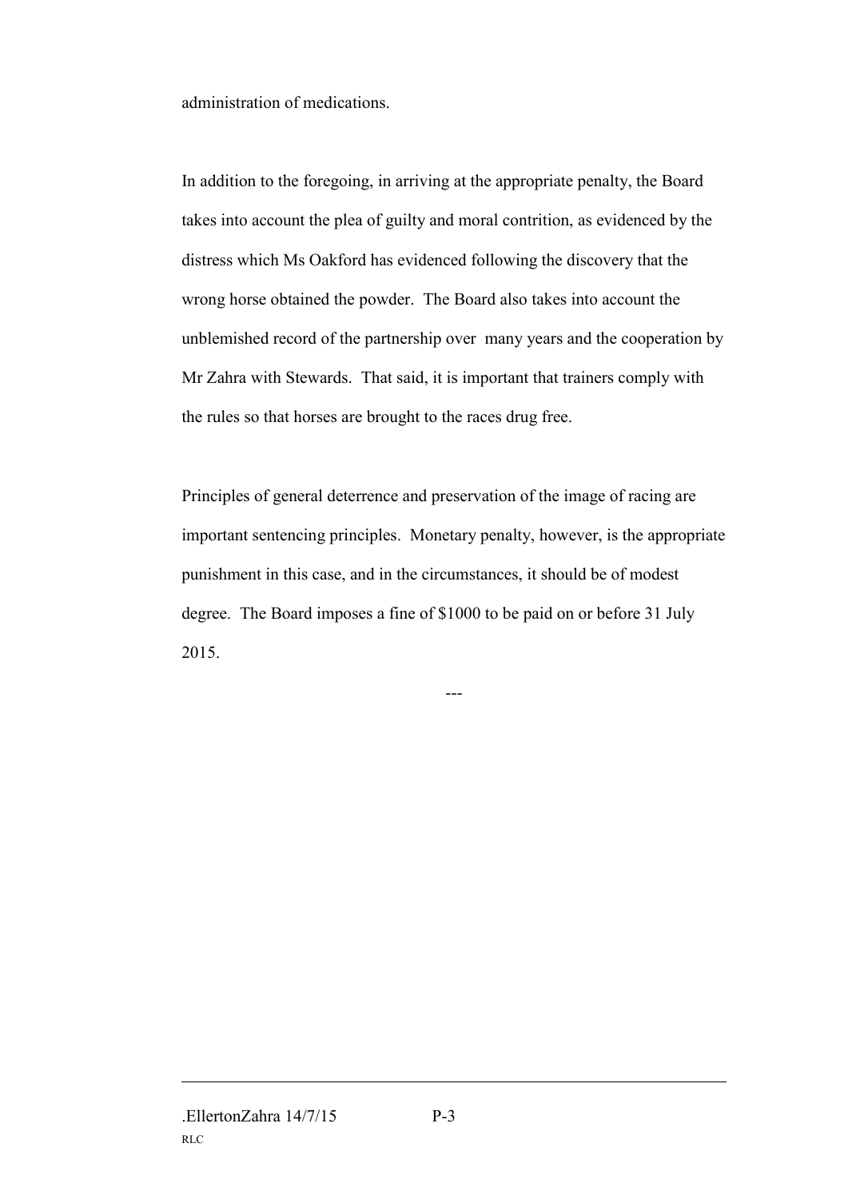administration of medications.

In addition to the foregoing, in arriving at the appropriate penalty, the Board takes into account the plea of guilty and moral contrition, as evidenced by the distress which Ms Oakford has evidenced following the discovery that the wrong horse obtained the powder. The Board also takes into account the unblemished record of the partnership over many years and the cooperation by Mr Zahra with Stewards. That said, it is important that trainers comply with the rules so that horses are brought to the races drug free.

Principles of general deterrence and preservation of the image of racing are important sentencing principles. Monetary penalty, however, is the appropriate punishment in this case, and in the circumstances, it should be of modest degree. The Board imposes a fine of $1000 to be paid on or before 31 July 2015.

---